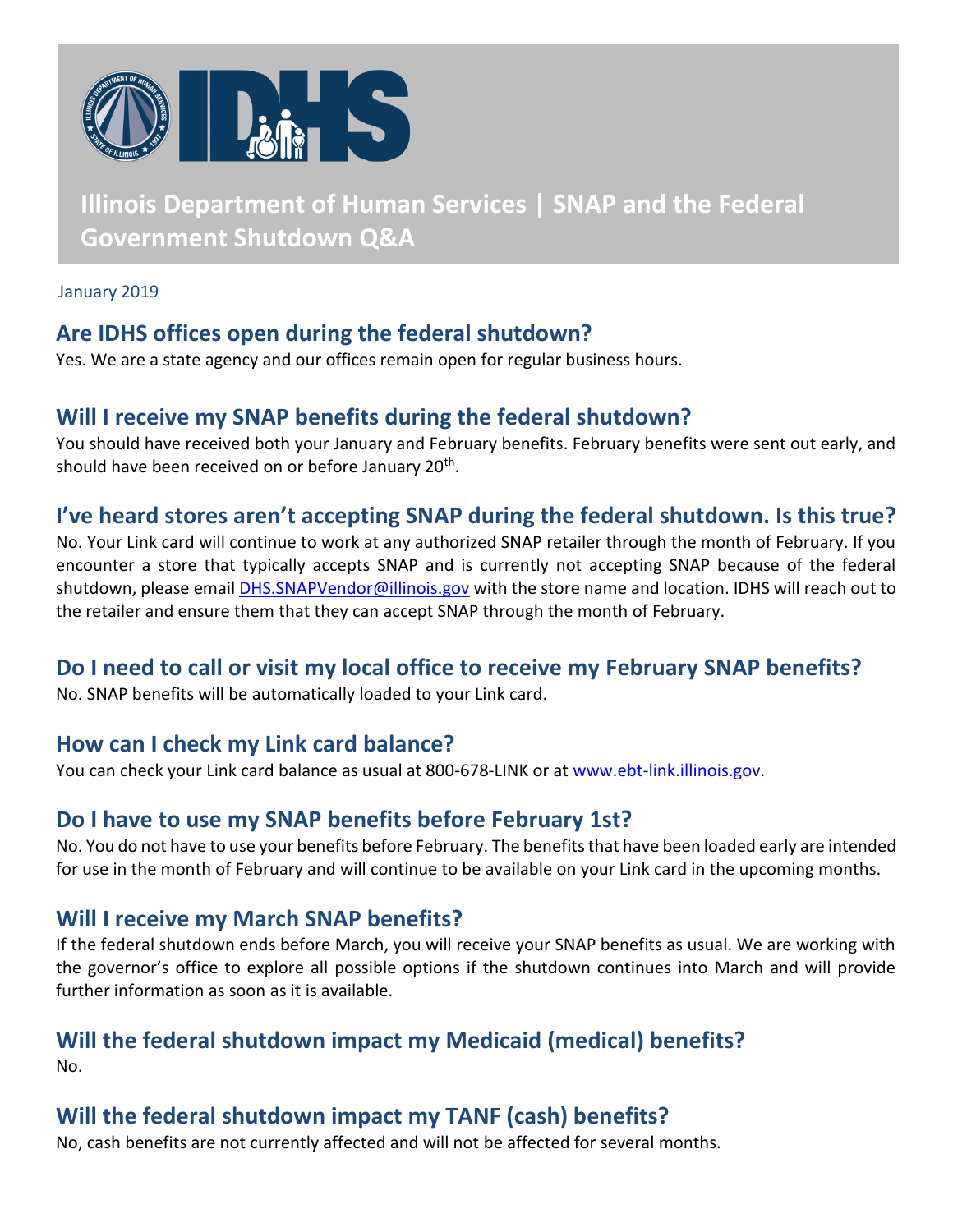# Illinois Department of Human Services | SNAP and the Federal Government Shutdown Q&A

January 2019

## Are IDHS offices open during the federal shutdown?

Yes. We are a state agency and our offices remain open for regular business hours.

## Will I receive my SNAP benefits during the federal shutdown?

You should have received both your January and February benefits. February benefits were sent out early, and should have been received on or before January 20th.

## I've heard stores aren't accepting SNAP during the federal shutdown. Is this true?

No. Your Link card will continue to work at any authorized SNAP retailer through the month of February. If you encounter a store that typically accepts SNAP and is currently not accepting SNAP because of the federal shutdown, please email DHS.SNAPVendor@illinois.gov with the store name and location. IDHS will reach out to the retailer and ensure them that they can accept SNAP through the month of February.

## Do I need to call or visit my local office to receive my February SNAP benefits?

No. SNAP benefits will be automatically loaded to your Link card.

## How can I check my Link card balance?

You can check your Link card balance as usual at 800-678-LINK or at www.ebt-link.illinois.gov.

## Do I have to use my SNAP benefits before February 1st?

No. You do not have to use your benefits before February. The benefits that have been loaded early are intended for use in the month of February and will continue to be available on your Link card in the upcoming months.

## Will I receive my March SNAP benefits?

If the federal shutdown ends before March, you will receive your SNAP benefits as usual. We are working with the governor's office to explore all possible options if the shutdown continues into March and will provide further information as soon as it is available.

## Will the federal shutdown impact my Medicaid (medical) benefits?

No.

## Will the federal shutdown impact my TANF (cash) benefits?

No, cash benefits are not currently affected and will not be affected for several months.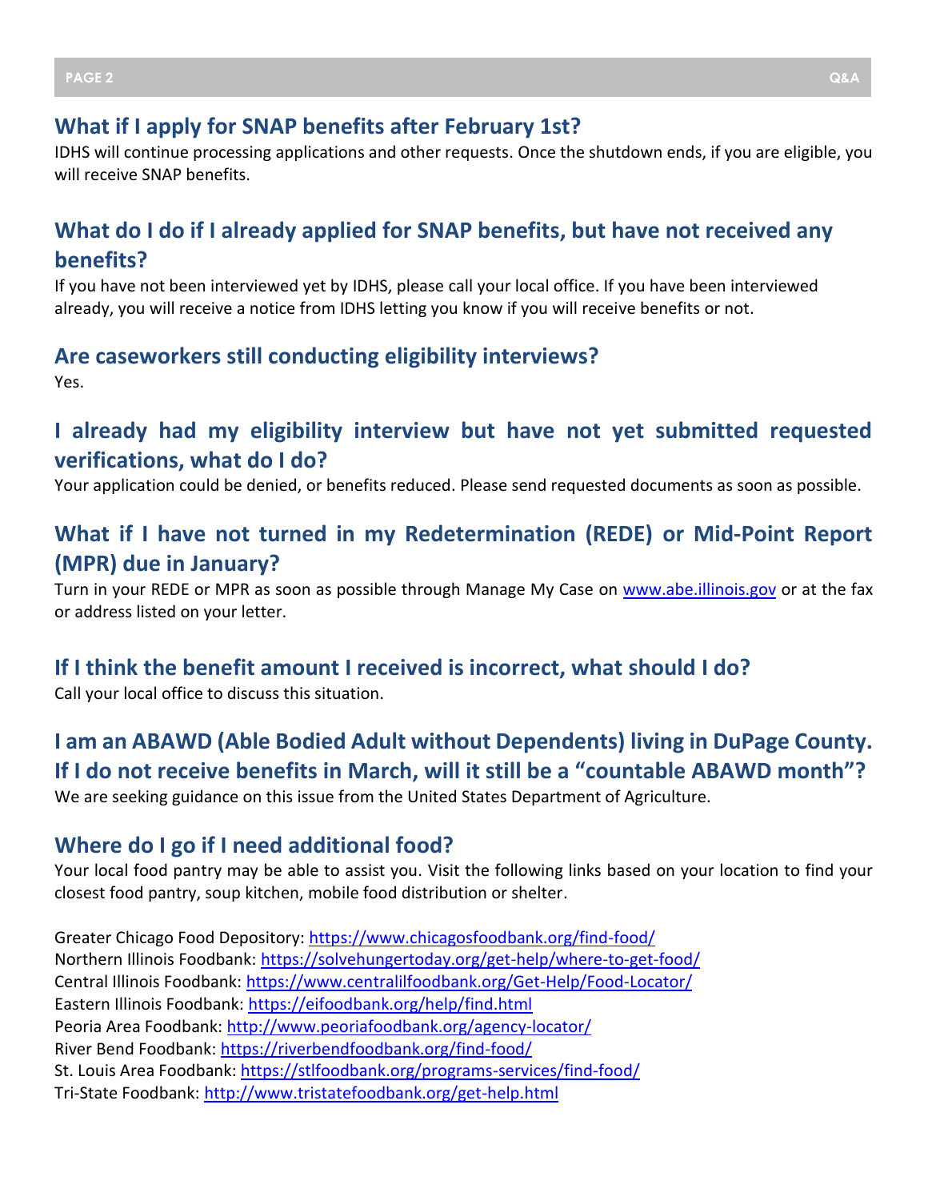## What if I apply for SNAP benefits after February 1st?

IDHS will continue processing applications and other requests. Once the shutdown ends, if you are eligible, you will receive SNAP benefits.

## What do I do if I already applied for SNAP benefits, but have not received any benefits?

If you have not been interviewed yet by IDHS, please call your local office. If you have been interviewed already, you will receive a notice from IDHS letting you know if you will receive benefits or not.

## Are caseworkers still conducting eligibility interviews?

Yes.

## I already had my eligibility interview but have not yet submitted requested verifications, what do I do?

Your application could be denied, or benefits reduced. Please send requested documents as soon as possible.

## What if I have not turned in my Redetermination (REDE) or Mid-Point Report (MPR) due in January?

Turn in your REDE or MPR as soon as possible through Manage My Case on [www.abe.illinois.gov](http://www.abe.illinois.gov) or at the fax or address listed on your letter.

## If I think the benefit amount I received is incorrect, what should I do?

Call your local office to discuss this situation.

## I am an ABAWD (Able Bodied Adult without Dependents) living in DuPage County. If I do not receive benefits in March, will it still be a "countable ABAWD month"?

We are seeking guidance on this issue from the United States Department of Agriculture.

## Where do I go if I need additional food?

Your local food pantry may be able to assist you. Visit the following links based on your location to find your closest food pantry, soup kitchen, mobile food distribution or shelter.

Greater Chicago Food Depository: https://www.chicagosfoodbank.org/find-food/
Northern Illinois Foodbank: https://solvehungertoday.org/get-help/where-to-get-food/
Central Illinois Foodbank: https://www.centralilfoodbank.org/Get-Help/Food-Locator/
Eastern Illinois Foodbank: https://eifoodbank.org/help/find.html
Peoria Area Foodbank: http://www.peoriafoodbank.org/agency-locator/
River Bend Foodbank: https://riverbendfoodbank.org/find-food/
St. Louis Area Foodbank: https://stlfoodbank.org/programs-services/find-food/
Tri-State Foodbank: http://www.tristatefoodbank.org/get-help.html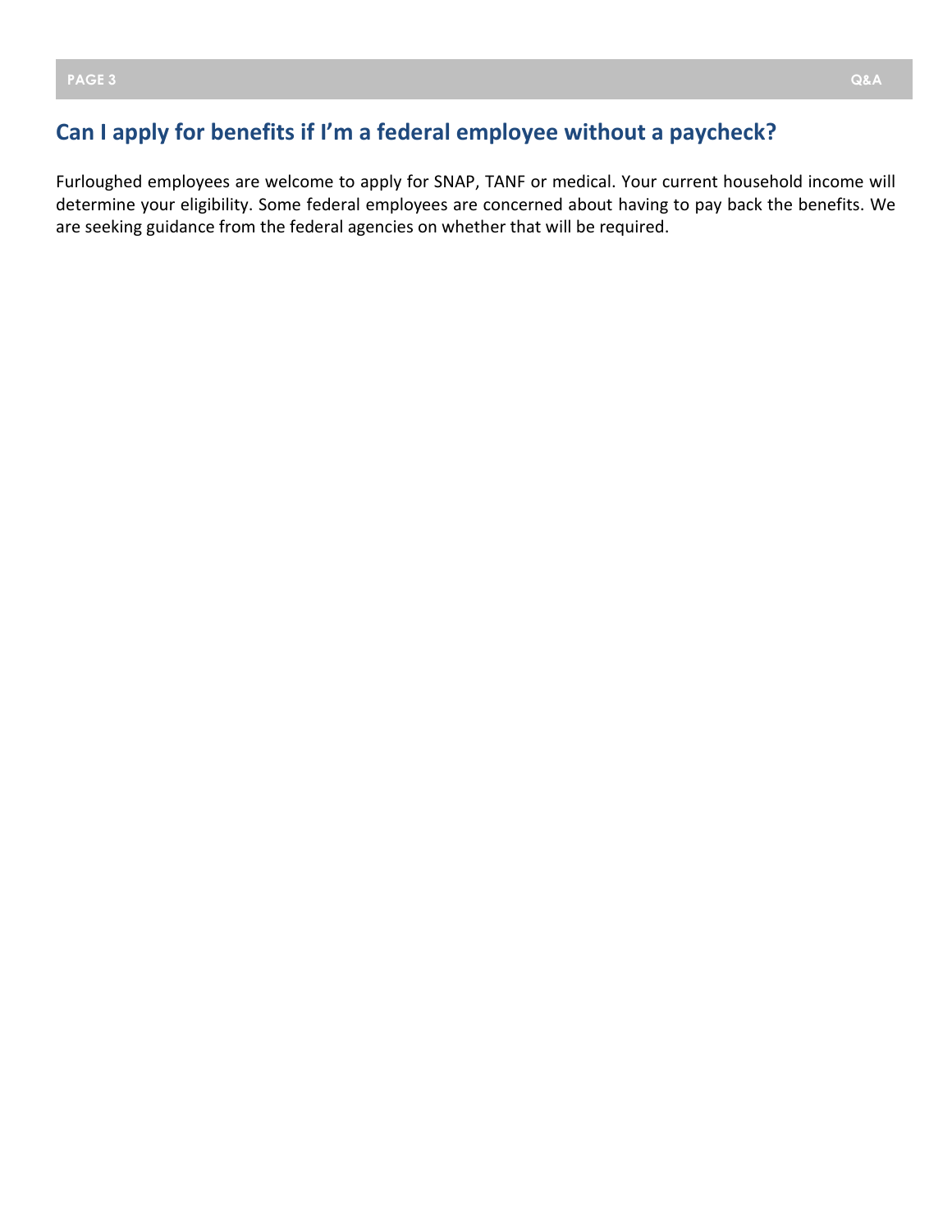## Can I apply for benefits if I'm a federal employee without a paycheck?

Furloughed employees are welcome to apply for SNAP, TANF or medical. Your current household income will determine your eligibility. Some federal employees are concerned about having to pay back the benefits. We are seeking guidance from the federal agencies on whether that will be required.